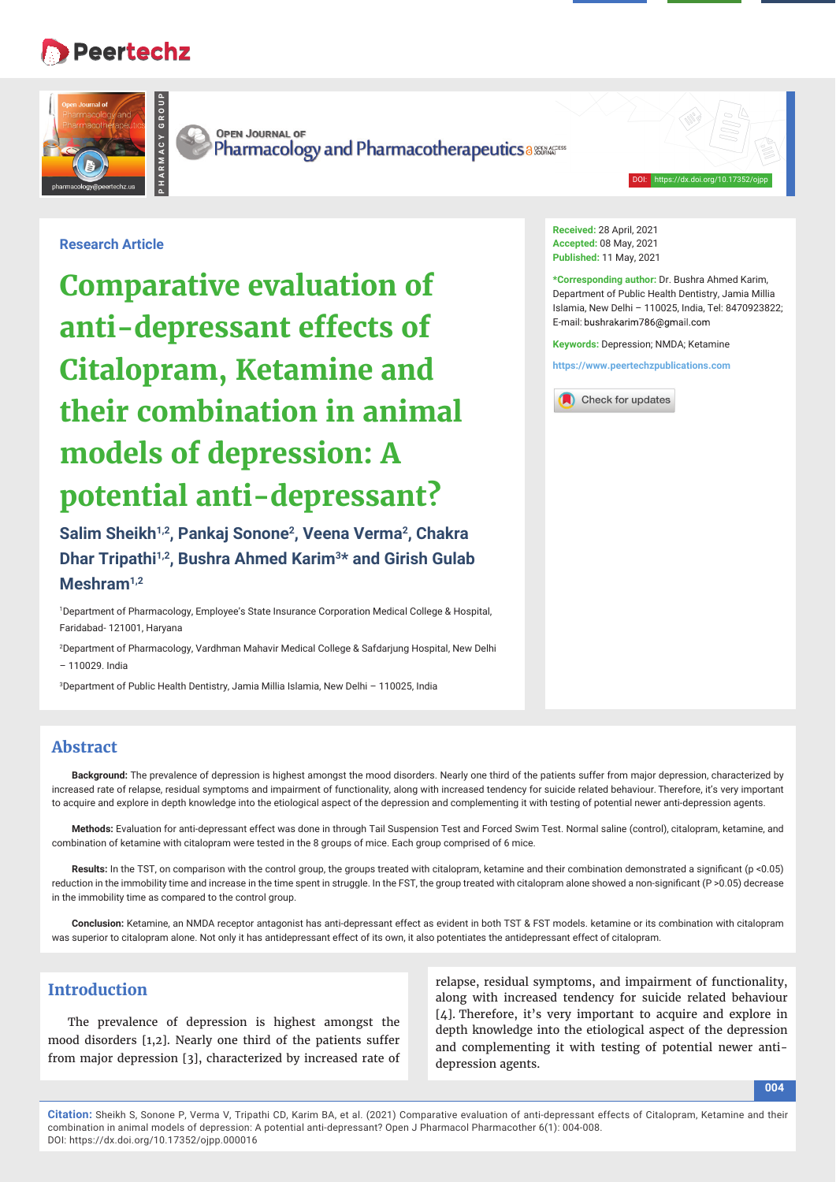Research Article

# Comparative evaluation of anti-depressant effects of Citalopram, Ketamine and their combination in animal models of depression: A potential anti-depressant?

**Salim Sheikh[1,2], Pankaj Sonone[2], Veena Verma[2], Chakra Dhar Tripathi[1,2], Bushra Ahmed Karim[3]* and Girish Gulab Meshram[1,2]**

[1]Department of Pharmacology, Employee's State Insurance Corporation Medical College & Hospital, Faridabad- 121001, Haryana

[2]Department of Pharmacology, Vardhman Mahavir Medical College & Safdarjung Hospital, New Delhi – 110029. India

[3]Department of Public Health Dentistry, Jamia Millia Islamia, New Delhi – 110025, India

**Received:** 28 April, 2021
**Accepted:** 08 May, 2021
**Published:** 11 May, 2021

***Corresponding author:** Dr. Bushra Ahmed Karim, Department of Public Health Dentistry, Jamia Millia Islamia, New Delhi – 110025, India, Tel: 8470923822; E-mail: bushrakarim786@gmail.com

**Keywords:** Depression; NMDA; Ketamine

https://www.peertechzpublications.com

## Abstract

**Background:** The prevalence of depression is highest amongst the mood disorders. Nearly one third of the patients suffer from major depression, characterized by increased rate of relapse, residual symptoms and impairment of functionality, along with increased tendency for suicide related behaviour. Therefore, it's very important to acquire and explore in depth knowledge into the etiological aspect of the depression and complementing it with testing of potential newer anti-depression agents.

**Methods:** Evaluation for anti-depressant effect was done in through Tail Suspension Test and Forced Swim Test. Normal saline (control), citalopram, ketamine, and combination of ketamine with citalopram were tested in the 8 groups of mice. Each group comprised of 6 mice.

**Results:** In the TST, on comparison with the control group, the groups treated with citalopram, ketamine and their combination demonstrated a significant ($p < 0.05$) reduction in the immobility time and increase in the time spent in struggle. In the FST, the group treated with citalopram alone showed a non-significant ($P > 0.05$) decrease in the immobility time as compared to the control group.

**Conclusion:** Ketamine, an NMDA receptor antagonist has anti-depressant effect as evident in both TST & FST models. ketamine or its combination with citalopram was superior to citalopram alone. Not only it has antidepressant effect of its own, it also potentiates the antidepressant effect of citalopram.

## Introduction

The prevalence of depression is highest amongst the mood disorders [1,2]. Nearly one third of the patients suffer from major depression [3], characterized by increased rate of relapse, residual symptoms, and impairment of functionality, along with increased tendency for suicide related behaviour [4]. Therefore, it's very important to acquire and explore in depth knowledge into the etiological aspect of the depression and complementing it with testing of potential newer anti-depression agents.

**Citation:** Sheikh S, Sonone P, Verma V, Tripathi CD, Karim BA, et al. (2021) Comparative evaluation of anti-depressant effects of Citalopram, Ketamine and their combination in animal models of depression: A potential anti-depressant? Open J Pharmacol Pharmacother 6(1): 004-008. DOI: https://dx.doi.org/10.17352/ojpp.000016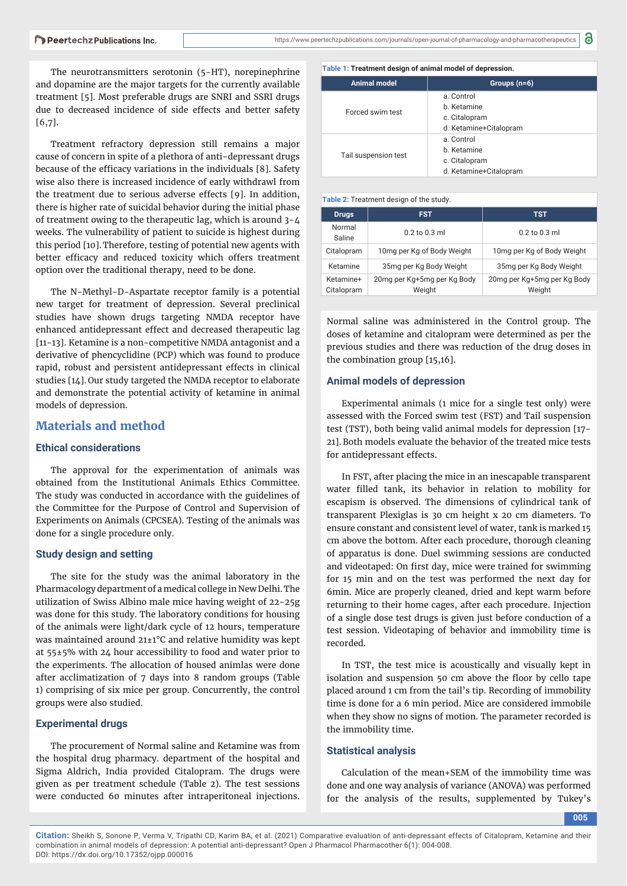The neurotransmitters serotonin (5-HT), norepinephrine and dopamine are the major targets for the currently available treatment [5]. Most preferable drugs are SNRI and SSRI drugs due to decreased incidence of side effects and better safety [6,7].

Treatment refractory depression still remains a major cause of concern in spite of a plethora of anti-depressant drugs because of the efficacy variations in the individuals [8]. Safety wise also there is increased incidence of early withdrawl from the treatment due to serious adverse effects [9]. In addition, there is higher rate of suicidal behavior during the initial phase of treatment owing to the therapeutic lag, which is around 3-4 weeks. The vulnerability of patient to suicide is highest during this period [10]. Therefore, testing of potential new agents with better efficacy and reduced toxicity which offers treatment option over the traditional therapy, need to be done.

The N-Methyl-D-Aspartate receptor family is a potential new target for treatment of depression. Several preclinical studies have shown drugs targeting NMDA receptor have enhanced antidepressant effect and decreased therapeutic lag [11-13]. Ketamine is a non-competitive NMDA antagonist and a derivative of phencyclidine (PCP) which was found to produce rapid, robust and persistent antidepressant effects in clinical studies [14]. Our study targeted the NMDA receptor to elaborate and demonstrate the potential activity of ketamine in animal models of depression.

## Materials and method

### Ethical considerations

The approval for the experimentation of animals was obtained from the Institutional Animals Ethics Committee. The study was conducted in accordance with the guidelines of the Committee for the Purpose of Control and Supervision of Experiments on Animals (CPCSEA). Testing of the animals was done for a single procedure only.

### Study design and setting

The site for the study was the animal laboratory in the Pharmacology department of a medical college in New Delhi. The utilization of Swiss Albino male mice having weight of 22-25g was done for this study. The laboratory conditions for housing of the animals were light/dark cycle of 12 hours, temperature was maintained around 21±1°C and relative humidity was kept at 55±5% with 24 hour accessibility to food and water prior to the experiments. The allocation of housed animlas were done after acclimatization of 7 days into 8 random groups (Table 1) comprising of six mice per group. Concurrently, the control groups were also studied.

### Experimental drugs

The procurement of Normal saline and Ketamine was from the hospital drug pharmacy. department of the hospital and Sigma Aldrich, India provided Citalopram. The drugs were given as per treatment schedule (Table 2). The test sessions were conducted 60 minutes after intraperitoneal injections.

**Table 1: Treatment design of animal model of depression.**

| Animal model | Groups (n=6) |
|---|---|
| Forced swim test | a. Control<br>b. Ketamine<br>c. Citalopram<br>d. Ketamine+Citalopram |
| Tail suspension test | a. Control<br>b. Ketamine<br>c. Citalopram<br>d. Ketamine+Citalopram |

**Table 2:** Treatment design of the study.

| Drugs | FST | TST |
|---|---|---|
| Normal Saline | 0.2 to 0.3 ml | 0.2 to 0.3 ml |
| Citalopram | 10mg per Kg of Body Weight | 10mg per Kg of Body Weight |
| Ketamine | 35mg per Kg Body Weight | 35mg per Kg Body Weight |
| Ketamine+ Citalopram | 20mg per Kg+5mg per Kg Body Weight | 20mg per Kg+5mg per Kg Body Weight |

Normal saline was administered in the Control group. The doses of ketamine and citalopram were determined as per the previous studies and there was reduction of the drug doses in the combination group [15,16].

### Animal models of depression

Experimental animals (1 mice for a single test only) were assessed with the Forced swim test (FST) and Tail suspension test (TST), both being valid animal models for depression [17-21]. Both models evaluate the behavior of the treated mice tests for antidepressant effects.

In FST, after placing the mice in an inescapable transparent water filled tank, its behavior in relation to mobility for escapism is observed. The dimensions of cylindrical tank of transparent Plexiglas is 30 cm height x 20 cm diameters. To ensure constant and consistent level of water, tank is marked 15 cm above the bottom. After each procedure, thorough cleaning of apparatus is done. Duel swimming sessions are conducted and videotaped: On first day, mice were trained for swimming for 15 min and on the test was performed the next day for 6min. Mice are properly cleaned, dried and kept warm before returning to their home cages, after each procedure. Injection of a single dose test drugs is given just before conduction of a test session. Videotaping of behavior and immobility time is recorded.

In TST, the test mice is acoustically and visually kept in isolation and suspension 50 cm above the floor by cello tape placed around 1 cm from the tail's tip. Recording of immobility time is done for a 6 min period. Mice are considered immobile when they show no signs of motion. The parameter recorded is the immobility time.

### Statistical analysis

Calculation of the mean+SEM of the immobility time was done and one way analysis of variance (ANOVA) was performed for the analysis of the results, supplemented by Tukey's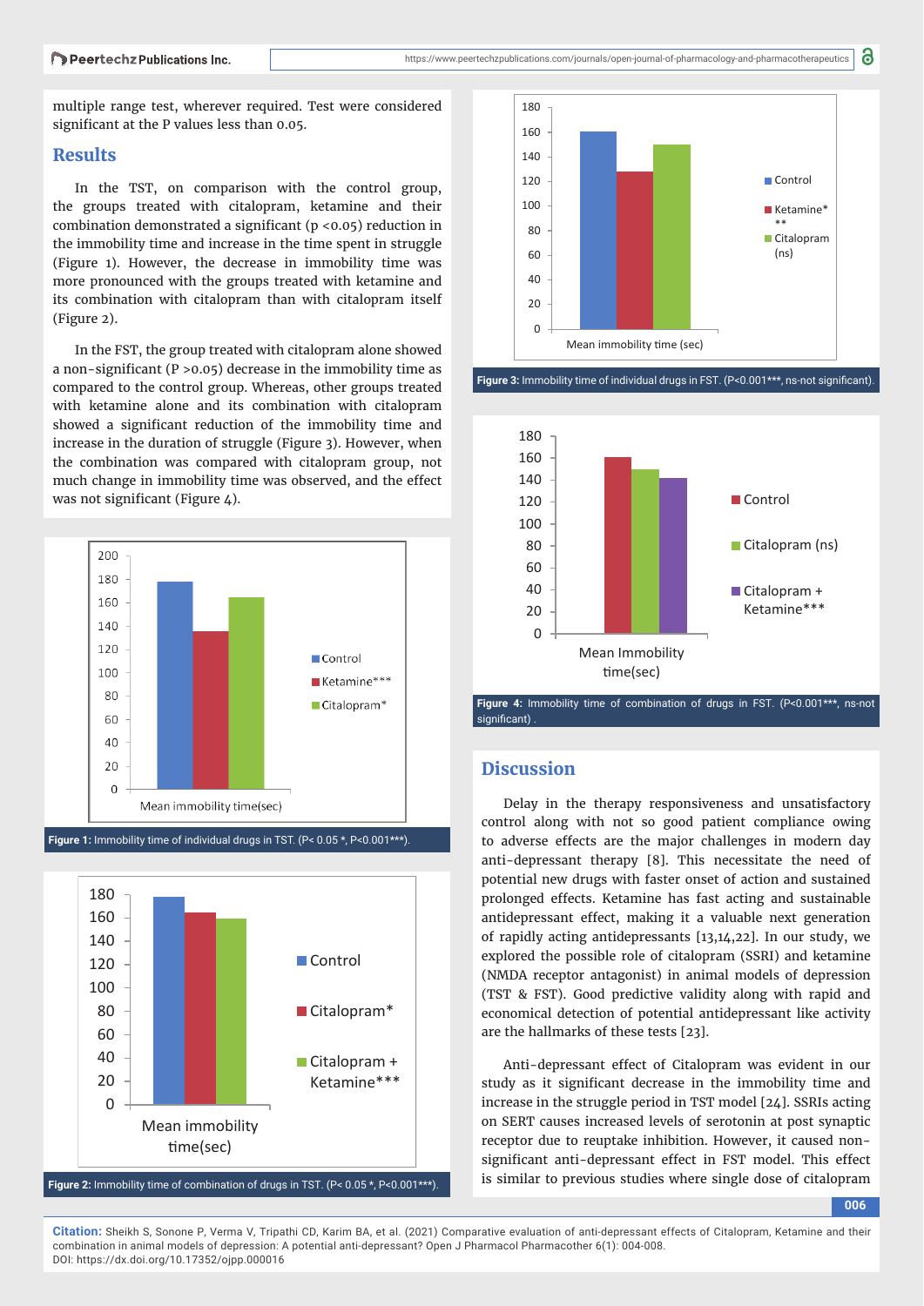multiple range test, wherever required. Test were considered significant at the P values less than 0.05.

## Results

In the TST, on comparison with the control group, the groups treated with citalopram, ketamine and their combination demonstrated a significant ($p < 0.05$) reduction in the immobility time and increase in the time spent in struggle (Figure 1). However, the decrease in immobility time was more pronounced with the groups treated with ketamine and its combination with citalopram than with citalopram itself (Figure 2).

In the FST, the group treated with citalopram alone showed a non-significant ($P > 0.05$) decrease in the immobility time as compared to the control group. Whereas, other groups treated with ketamine alone and its combination with citalopram showed a significant reduction of the immobility time and increase in the duration of struggle (Figure 3). However, when the combination was compared with citalopram group, not much change in immobility time was observed, and the effect was not significant (Figure 4).

**Figure 1:** Immobility time of individual drugs in TST. (P< 0.05 *, P<0.001***).

**Figure 2:** Immobility time of combination of drugs in TST. (P< 0.05 *, P<0.001***).

**Figure 3:** Immobility time of individual drugs in FST. (P<0.001***, ns-not significant).

**Figure 4:** Immobility time of combination of drugs in FST. (P<0.001***, ns-not significant) .

## Discussion

Delay in the therapy responsiveness and unsatisfactory control along with not so good patient compliance owing to adverse effects are the major challenges in modern day anti-depressant therapy [8]. This necessitate the need of potential new drugs with faster onset of action and sustained prolonged effects. Ketamine has fast acting and sustainable antidepressant effect, making it a valuable next generation of rapidly acting antidepressants [13,14,22]. In our study, we explored the possible role of citalopram (SSRI) and ketamine (NMDA receptor antagonist) in animal models of depression (TST & FST). Good predictive validity along with rapid and economical detection of potential antidepressant like activity are the hallmarks of these tests [23].

Anti-depressant effect of Citalopram was evident in our study as it significant decrease in the immobility time and increase in the struggle period in TST model [24]. SSRIs acting on SERT causes increased levels of serotonin at post synaptic receptor due to reuptake inhibition. However, it caused non-significant anti-depressant effect in FST model. This effect is similar to previous studies where single dose of citalopram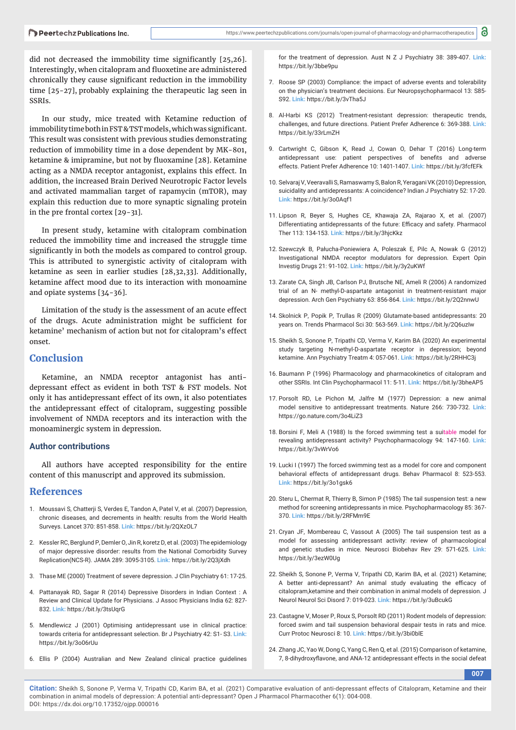did not decreased the immobility time significantly [25,26]. Interestingly, when citalopram and fluoxetine are administered chronically they cause significant reduction in the immobility time [25-27], probably explaining the therapeutic lag seen in SSRIs.

In our study, mice treated with Ketamine reduction of immobility time both in FST & TST models, which was significant. This result was consistent with previous studies demonstrating reduction of immobility time in a dose dependent by MK-801, ketamine & imipramine, but not by fluoxamine [28]. Ketamine acting as a NMDA receptor antagonist, explains this effect. In addition, the increased Brain Derived Neurotropic Factor levels and activated mammalian target of rapamycin (mTOR), may explain this reduction due to more synaptic signaling protein in the pre frontal cortex [29-31].

In present study, ketamine with citalopram combination reduced the immobility time and increased the struggle time significantly in both the models as compared to control group. This is attributed to synergistic activity of citalopram with ketamine as seen in earlier studies [28,32,33]. Additionally, ketamine affect mood due to its interaction with monoamine and opiate systems [34-36].

Limitation of the study is the assessment of an acute effect of the drugs. Acute administration might be sufficient for ketamine' mechanism of action but not for citalopram's effect onset.

## Conclusion

Ketamine, an NMDA receptor antagonist has anti-depressant effect as evident in both TST & FST models. Not only it has antidepressant effect of its own, it also potentiates the antidepressant effect of citalopram, suggesting possible involvement of NMDA receptors and its interaction with the monoaminergic system in depression.

### Author contributions

All authors have accepted responsibility for the entire content of this manuscript and approved its submission.

## References

1. Moussavi S, Chatterji S, Verdes E, Tandon A, Patel V, et al. (2007) Depression, chronic diseases, and decrements in health: results from the World Health Surveys. Lancet 370: 851-858. Link: https://bit.ly/2QXzOL7
2. Kessler RC, Berglund P, Demler O, Jin R, koretz D, et al. (2003) The epidemiology of major depressive disorder: results from the National Comorbidity Survey Replication(NCS-R). JAMA 289: 3095-3105. Link: https://bit.ly/2Q3jXdh
3. Thase ME (2000) Treatment of severe depression. J Clin Psychiatry 61: 17-25.
4. Pattanayak RD, Sagar R (2014) Depressive Disorders in Indian Context : A Review and Clinical Update for Physicians. J Assoc Physicians India 62: 827-832. Link: https://bit.ly/3tsUqrG
5. Mendlewicz J (2001) Optimising antidepressant use in clinical practice: towards criteria for antidepressant selection. Br J Psychiatry 42: S1- S3. Link: https://bit.ly/3o06rUu
6. Ellis P (2004) Australian and New Zealand clinical practice guidelines for the treatment of depression. Aust N Z J Psychiatry 38: 389-407. Link: https://bit.ly/3bbe9pu
7. Roose SP (2003) Compliance: the impact of adverse events and tolerability on the physician's treatment decisions. Eur Neuropsychopharmacol 13: S85-S92. Link: https://bit.ly/3vTha5J
8. Al-Harbi KS (2012) Treatment-resistant depression: therapeutic trends, challenges, and future directions. Patient Prefer Adherence 6: 369-388. Link: https://bit.ly/33rLmZH
9. Cartwright C, Gibson K, Read J, Cowan O, Dehar T (2016) Long-term antidepressant use: patient perspectives of benefits and adverse effects. Patient Prefer Adherence 10: 1401-1407. Link: https://bit.ly/3fcfEFk
10. Selvaraj V, Veeravalli S, Ramaswamy S, Balon R, Yeragani VK (2010) Depression, suicidality and antidepressants: A coincidence? Indian J Psychiatry 52: 17-20. Link: https://bit.ly/3o0Aqf1
11. Lipson R, Beyer S, Hughes CE, Khawaja ZA, Rajarao X, et al. (2007) Differentiating antidepressants of the future: Efficacy and safety. Pharmacol Ther 113: 134-153. Link: https://bit.ly/3hjcKkz
12. Szewczyk B, Pałucha-Poniewiera A, Poleszak E, Pilc A, Nowak G (2012) Investigational NMDA receptor modulators for depression. Expert Opin Investig Drugs 21: 91-102. Link: https://bit.ly/3y2uKWf
13. Zarate CA, Singh JB, Carlson PJ, Brutsche NE, Ameli R (2006) A randomized trial of an N- methyl-D-aspartate antagonist in treatment-resistant major depression. Arch Gen Psychiatry 63: 856-864. Link: https://bit.ly/2Q2nnwU
14. Skolnick P, Popik P, Trullas R (2009) Glutamate-based antidepressants: 20 years on. Trends Pharmacol Sci 30: 563-569. Link: https://bit.ly/2Q6uzlw
15. Sheikh S, Sonone P, Tripathi CD, Verma V, Karim BA (2020) An experimental study targeting N-methyl-D-aspartate receptor in depression; beyond ketamine. Ann Psychiatry Treatm 4: 057-061. Link: https://bit.ly/2RHHC3j
16. Baumann P (1996) Pharmacology and pharmacokinetics of citalopram and other SSRIs. Int Clin Psychopharmacol 11: 5-11. Link: https://bit.ly/3bheAP5
17. Porsolt RD, Le Pichon M, Jalfre M (1977) Depression: a new animal model sensitive to antidepressant treatments. Nature 266: 730-732. Link: https://go.nature.com/3o4LiZ3
18. Borsini F, Meli A (1988) Is the forced swimming test a suitable model for revealing antidepressant activity? Psychopharmacology 94: 147-160. Link: https://bit.ly/3vWrVo6
19. Lucki I (1997) The forced swimming test as a model for core and component behavioral effects of antidepressant drugs. Behav Pharmacol 8: 523-553. Link: https://bit.ly/3o1gsk6
20. Steru L, Chermat R, Thierry B, Simon P (1985) The tail suspension test: a new method for screening antidepressants in mice. Psychopharmacology 85: 367-370. Link: https://bit.ly/2RFMm9E
21. Cryan JF, Mombereau C, Vassout A (2005) The tail suspension test as a model for assessing antidepressant activity: review of pharmacological and genetic studies in mice. Neurosci Biobehav Rev 29: 571-625. Link: https://bit.ly/3ezW0Ug
22. Sheikh S, Sonone P, Verma V, Tripathi CD, Karim BA, et al. (2021) Ketamine; A better anti-depressant? An animal study evaluating the efficacy of citalopram,ketamine and their combination in animal models of depression. J Neurol Neurol Sci Disord 7: 019-023. Link: https://bit.ly/3uBcukG
23. Castagne V, Moser P, Roux S, Porsolt RD (2011) Rodent models of depression: forced swim and tail suspension behavioral despair tests in rats and mice. Curr Protoc Neurosci 8: 10. Link: https://bit.ly/3bi0blE
24. Zhang JC, Yao W, Dong C, Yang C, Ren Q, et al. (2015) Comparison of ketamine, 7, 8-dihydroxyflavone, and ANA-12 antidepressant effects in the social defeat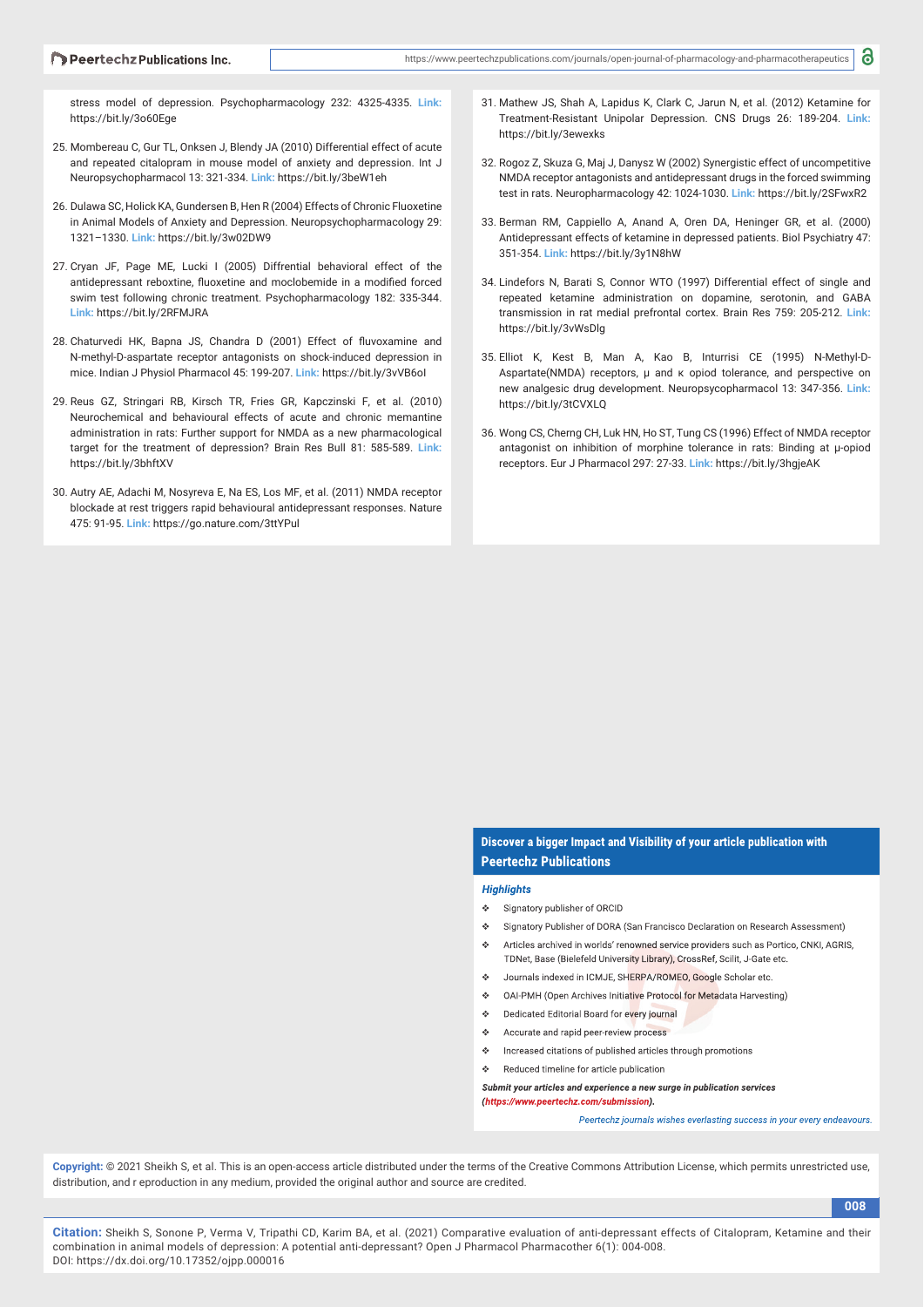stress model of depression. Psychopharmacology 232: 4325-4335. **Link:** https://bit.ly/3o60Ege

25. Mombereau C, Gur TL, Onksen J, Blendy JA (2010) Differential effect of acute and repeated citalopram in mouse model of anxiety and depression. Int J Neuropsychopharmacol 13: 321-334. **Link:** https://bit.ly/3beW1eh

26. Dulawa SC, Holick KA, Gundersen B, Hen R (2004) Effects of Chronic Fluoxetine in Animal Models of Anxiety and Depression. Neuropsychopharmacology 29: 1321–1330. **Link:** https://bit.ly/3w02DW9

27. Cryan JF, Page ME, Lucki I (2005) Diffrential behavioral effect of the antidepressant reboxtine, fluoxetine and moclobemide in a modified forced swim test following chronic treatment. Psychopharmacology 182: 335-344. **Link:** https://bit.ly/2RFMJRA

28. Chaturvedi HK, Bapna JS, Chandra D (2001) Effect of fluvoxamine and N-methyl-D-aspartate receptor antagonists on shock-induced depression in mice. Indian J Physiol Pharmacol 45: 199-207. **Link:** https://bit.ly/3vVB6oI

29. Reus GZ, Stringari RB, Kirsch TR, Fries GR, Kapczinski F, et al. (2010) Neurochemical and behavioural effects of acute and chronic memantine administration in rats: Further support for NMDA as a new pharmacological target for the treatment of depression? Brain Res Bull 81: 585-589. **Link:** https://bit.ly/3bhftXV

30. Autry AE, Adachi M, Nosyreva E, Na ES, Los MF, et al. (2011) NMDA receptor blockade at rest triggers rapid behavioural antidepressant responses. Nature 475: 91-95. **Link:** https://go.nature.com/3ttYPul

31. Mathew JS, Shah A, Lapidus K, Clark C, Jarun N, et al. (2012) Ketamine for Treatment-Resistant Unipolar Depression. CNS Drugs 26: 189-204. **Link:** https://bit.ly/3ewexks

32. Rogoz Z, Skuza G, Maj J, Danysz W (2002) Synergistic effect of uncompetitive NMDA receptor antagonists and antidepressant drugs in the forced swimming test in rats. Neuropharmacology 42: 1024-1030. **Link:** https://bit.ly/2SFwxR2

33. Berman RM, Cappiello A, Anand A, Oren DA, Heninger GR, et al. (2000) Antidepressant effects of ketamine in depressed patients. Biol Psychiatry 47: 351-354. **Link:** https://bit.ly/3y1N8hW

34. Lindefors N, Barati S, Connor WTO (1997) Differential effect of single and repeated ketamine administration on dopamine, serotonin, and GABA transmission in rat medial prefrontal cortex. Brain Res 759: 205-212. **Link:** https://bit.ly/3vWsDlg

35. Elliot K, Kest B, Man A, Kao B, Inturrisi CE (1995) N-Methyl-D-Aspartate(NMDA) receptors, μ and κ opiod tolerance, and perspective on new analgesic drug development. Neuropsycopharmacol 13: 347-356. **Link:** https://bit.ly/3tCVXLQ

36. Wong CS, Cherng CH, Luk HN, Ho ST, Tung CS (1996) Effect of NMDA receptor antagonist on inhibition of morphine tolerance in rats: Binding at μ-opiod receptors. Eur J Pharmacol 297: 27-33. **Link:** https://bit.ly/3hgjeAK

**Discover a bigger Impact and Visibility of your article publication with Peertechz Publications**

***Highlights***

- Signatory publisher of ORCID
- Signatory Publisher of DORA (San Francisco Declaration on Research Assessment)
- Articles archived in worlds' renowned service providers such as Portico, CNKI, AGRIS, TDNet, Base (Bielefeld University Library), CrossRef, Scilit, J-Gate etc.
- Journals indexed in ICMJE, SHERPA/ROMEO, Google Scholar etc.
- OAI-PMH (Open Archives Initiative Protocol for Metadata Harvesting)
- Dedicated Editorial Board for every journal
- Accurate and rapid peer-review process
- Increased citations of published articles through promotions
- Reduced timeline for article publication

***Submit your articles and experience a new surge in publication services (https://www.peertechz.com/submission).***

*Peertechz journals wishes everlasting success in your every endeavours.*

**Copyright:** © 2021 Sheikh S, et al. This is an open-access article distributed under the terms of the Creative Commons Attribution License, which permits unrestricted use, distribution, and r eproduction in any medium, provided the original author and source are credited.